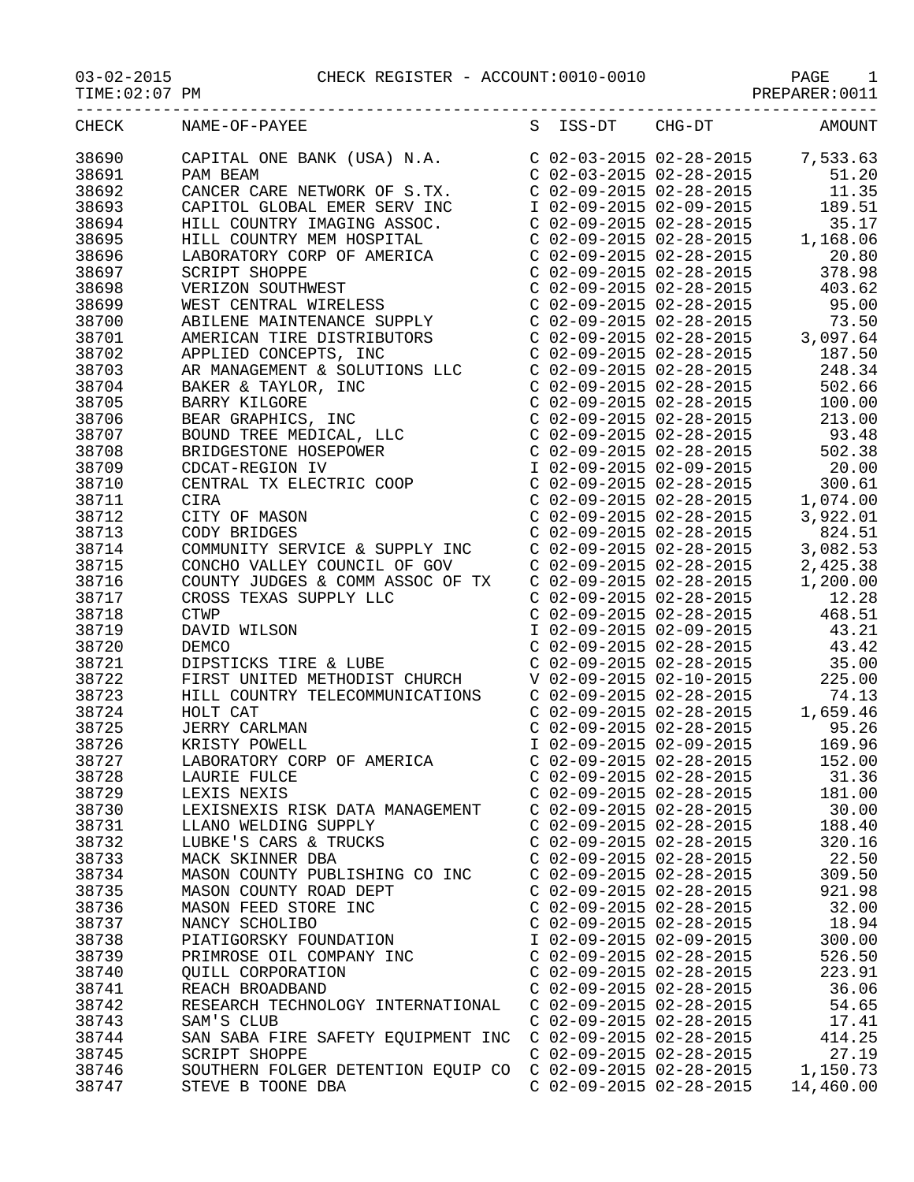03-02-2015 CHECK REGISTER - ACCOUNT:0010-0010

TIME:02:07 PM PREPARER:0011

| CHECK | NAME-OF-PAYEE | S | ISS-DT | CHG-DT | AMOUNT |
|---|---|---|---|---|---|
| 38690 | CAPITAL ONE BANK (USA) N.A. | C | 02-03-2015 | 02-28-2015 | 7,533.63 |
| 38691 | PAM BEAM | C | 02-03-2015 | 02-28-2015 | 51.20 |
| 38692 | CANCER CARE NETWORK OF S.TX. | C | 02-09-2015 | 02-28-2015 | 11.35 |
| 38693 | CAPITOL GLOBAL EMER SERV INC | I | 02-09-2015 | 02-09-2015 | 189.51 |
| 38694 | HILL COUNTRY IMAGING ASSOC. | C | 02-09-2015 | 02-28-2015 | 35.17 |
| 38695 | HILL COUNTRY MEM HOSPITAL | C | 02-09-2015 | 02-28-2015 | 1,168.06 |
| 38696 | LABORATORY CORP OF AMERICA | C | 02-09-2015 | 02-28-2015 | 20.80 |
| 38697 | SCRIPT SHOPPE | C | 02-09-2015 | 02-28-2015 | 378.98 |
| 38698 | VERIZON SOUTHWEST | C | 02-09-2015 | 02-28-2015 | 403.62 |
| 38699 | WEST CENTRAL WIRELESS | C | 02-09-2015 | 02-28-2015 | 95.00 |
| 38700 | ABILENE MAINTENANCE SUPPLY | C | 02-09-2015 | 02-28-2015 | 73.50 |
| 38701 | AMERICAN TIRE DISTRIBUTORS | C | 02-09-2015 | 02-28-2015 | 3,097.64 |
| 38702 | APPLIED CONCEPTS, INC | C | 02-09-2015 | 02-28-2015 | 187.50 |
| 38703 | AR MANAGEMENT & SOLUTIONS LLC | C | 02-09-2015 | 02-28-2015 | 248.34 |
| 38704 | BAKER & TAYLOR, INC | C | 02-09-2015 | 02-28-2015 | 502.66 |
| 38705 | BARRY KILGORE | C | 02-09-2015 | 02-28-2015 | 100.00 |
| 38706 | BEAR GRAPHICS, INC | C | 02-09-2015 | 02-28-2015 | 213.00 |
| 38707 | BOUND TREE MEDICAL, LLC | C | 02-09-2015 | 02-28-2015 | 93.48 |
| 38708 | BRIDGESTONE HOSEPOWER | C | 02-09-2015 | 02-28-2015 | 502.38 |
| 38709 | CDCAT-REGION IV | I | 02-09-2015 | 02-09-2015 | 20.00 |
| 38710 | CENTRAL TX ELECTRIC COOP | C | 02-09-2015 | 02-28-2015 | 300.61 |
| 38711 | CIRA | C | 02-09-2015 | 02-28-2015 | 1,074.00 |
| 38712 | CITY OF MASON | C | 02-09-2015 | 02-28-2015 | 3,922.01 |
| 38713 | CODY BRIDGES | C | 02-09-2015 | 02-28-2015 | 824.51 |
| 38714 | COMMUNITY SERVICE & SUPPLY INC | C | 02-09-2015 | 02-28-2015 | 3,082.53 |
| 38715 | CONCHO VALLEY COUNCIL OF GOV | C | 02-09-2015 | 02-28-2015 | 2,425.38 |
| 38716 | COUNTY JUDGES & COMM ASSOC OF TX | C | 02-09-2015 | 02-28-2015 | 1,200.00 |
| 38717 | CROSS TEXAS SUPPLY LLC | C | 02-09-2015 | 02-28-2015 | 12.28 |
| 38718 | CTWP | C | 02-09-2015 | 02-28-2015 | 468.51 |
| 38719 | DAVID WILSON | I | 02-09-2015 | 02-09-2015 | 43.21 |
| 38720 | DEMCO | C | 02-09-2015 | 02-28-2015 | 43.42 |
| 38721 | DIPSTICKS TIRE & LUBE | C | 02-09-2015 | 02-28-2015 | 35.00 |
| 38722 | FIRST UNITED METHODIST CHURCH | V | 02-09-2015 | 02-10-2015 | 225.00 |
| 38723 | HILL COUNTRY TELECOMMUNICATIONS | C | 02-09-2015 | 02-28-2015 | 74.13 |
| 38724 | HOLT CAT | C | 02-09-2015 | 02-28-2015 | 1,659.46 |
| 38725 | JERRY CARLMAN | C | 02-09-2015 | 02-28-2015 | 95.26 |
| 38726 | KRISTY POWELL | I | 02-09-2015 | 02-09-2015 | 169.96 |
| 38727 | LABORATORY CORP OF AMERICA | C | 02-09-2015 | 02-28-2015 | 152.00 |
| 38728 | LAURIE FULCE | C | 02-09-2015 | 02-28-2015 | 31.36 |
| 38729 | LEXIS NEXIS | C | 02-09-2015 | 02-28-2015 | 181.00 |
| 38730 | LEXISNEXIS RISK DATA MANAGEMENT | C | 02-09-2015 | 02-28-2015 | 30.00 |
| 38731 | LLANO WELDING SUPPLY | C | 02-09-2015 | 02-28-2015 | 188.40 |
| 38732 | LUBKE'S CARS & TRUCKS | C | 02-09-2015 | 02-28-2015 | 320.16 |
| 38733 | MACK SKINNER DBA | C | 02-09-2015 | 02-28-2015 | 22.50 |
| 38734 | MASON COUNTY PUBLISHING CO INC | C | 02-09-2015 | 02-28-2015 | 309.50 |
| 38735 | MASON COUNTY ROAD DEPT | C | 02-09-2015 | 02-28-2015 | 921.98 |
| 38736 | MASON FEED STORE INC | C | 02-09-2015 | 02-28-2015 | 32.00 |
| 38737 | NANCY SCHOLIBO | C | 02-09-2015 | 02-28-2015 | 18.94 |
| 38738 | PIATIGORSKY FOUNDATION | I | 02-09-2015 | 02-09-2015 | 300.00 |
| 38739 | PRIMROSE OIL COMPANY INC | C | 02-09-2015 | 02-28-2015 | 526.50 |
| 38740 | QUILL CORPORATION | C | 02-09-2015 | 02-28-2015 | 223.91 |
| 38741 | REACH BROADBAND | C | 02-09-2015 | 02-28-2015 | 36.06 |
| 38742 | RESEARCH TECHNOLOGY INTERNATIONAL | C | 02-09-2015 | 02-28-2015 | 54.65 |
| 38743 | SAM'S CLUB | C | 02-09-2015 | 02-28-2015 | 17.41 |
| 38744 | SAN SABA FIRE SAFETY EQUIPMENT INC | C | 02-09-2015 | 02-28-2015 | 414.25 |
| 38745 | SCRIPT SHOPPE | C | 02-09-2015 | 02-28-2015 | 27.19 |
| 38746 | SOUTHERN FOLGER DETENTION EQUIP CO | C | 02-09-2015 | 02-28-2015 | 1,150.73 |
| 38747 | STEVE B TOONE DBA | C | 02-09-2015 | 02-28-2015 | 14,460.00 |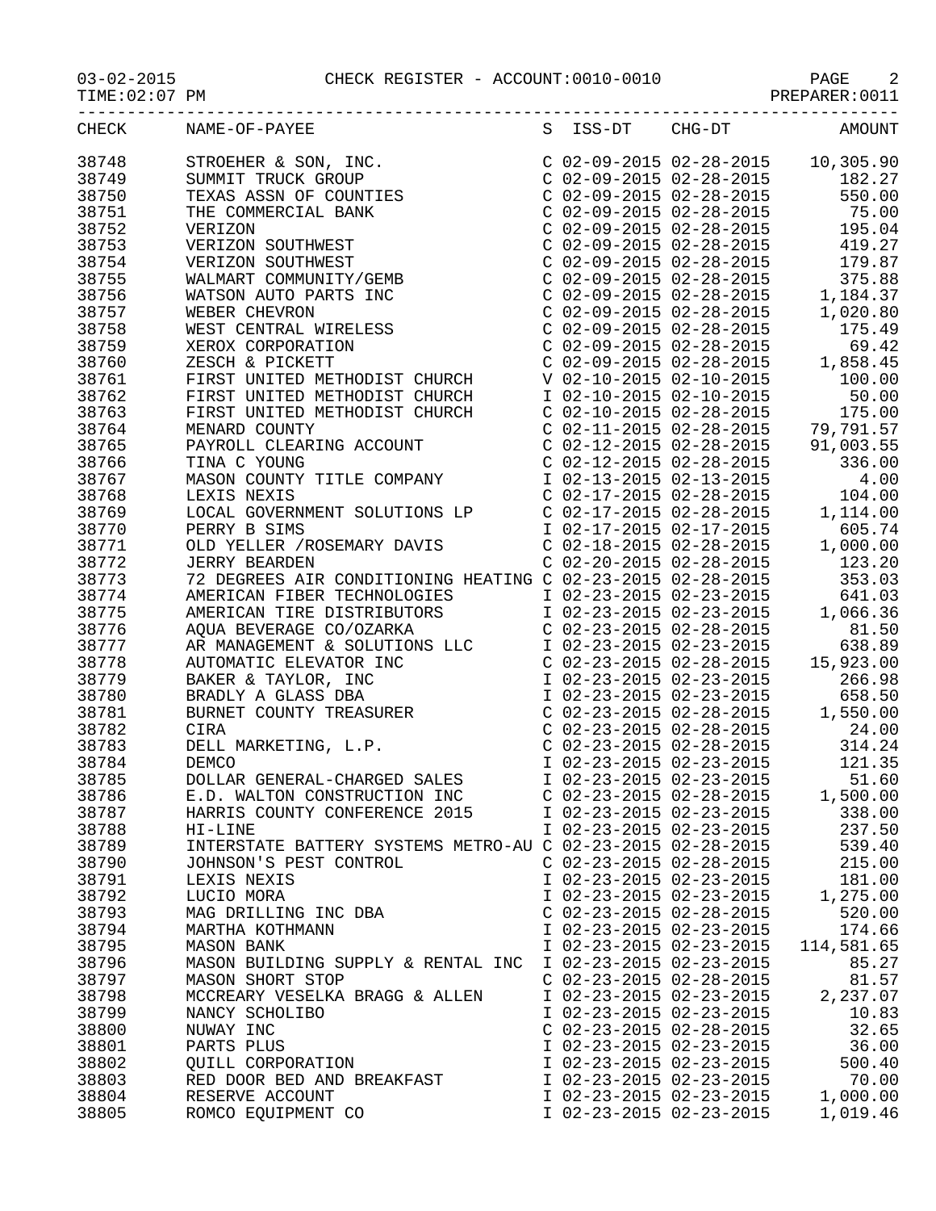CHECK REGISTER - ACCOUNT:0010-0010

PREPARER:0011

| CHECK | NAME-OF-PAYEE | S | ISS-DT | CHG-DT | AMOUNT |
|---|---|---|---|---|---|
| 38748 | STROEHER & SON, INC. | C | 02-09-2015 | 02-28-2015 | 10,305.90 |
| 38749 | SUMMIT TRUCK GROUP | C | 02-09-2015 | 02-28-2015 | 182.27 |
| 38750 | TEXAS ASSN OF COUNTIES | C | 02-09-2015 | 02-28-2015 | 550.00 |
| 38751 | THE COMMERCIAL BANK | C | 02-09-2015 | 02-28-2015 | 75.00 |
| 38752 | VERIZON | C | 02-09-2015 | 02-28-2015 | 195.04 |
| 38753 | VERIZON SOUTHWEST | C | 02-09-2015 | 02-28-2015 | 419.27 |
| 38754 | VERIZON SOUTHWEST | C | 02-09-2015 | 02-28-2015 | 179.87 |
| 38755 | WALMART COMMUNITY/GEMB | C | 02-09-2015 | 02-28-2015 | 375.88 |
| 38756 | WATSON AUTO PARTS INC | C | 02-09-2015 | 02-28-2015 | 1,184.37 |
| 38757 | WEBER CHEVRON | C | 02-09-2015 | 02-28-2015 | 1,020.80 |
| 38758 | WEST CENTRAL WIRELESS | C | 02-09-2015 | 02-28-2015 | 175.49 |
| 38759 | XEROX CORPORATION | C | 02-09-2015 | 02-28-2015 | 69.42 |
| 38760 | ZESCH & PICKETT | C | 02-09-2015 | 02-28-2015 | 1,858.45 |
| 38761 | FIRST UNITED METHODIST CHURCH | V | 02-10-2015 | 02-10-2015 | 100.00 |
| 38762 | FIRST UNITED METHODIST CHURCH | I | 02-10-2015 | 02-10-2015 | 50.00 |
| 38763 | FIRST UNITED METHODIST CHURCH | C | 02-10-2015 | 02-28-2015 | 175.00 |
| 38764 | MENARD COUNTY | C | 02-11-2015 | 02-28-2015 | 79,791.57 |
| 38765 | PAYROLL CLEARING ACCOUNT | C | 02-12-2015 | 02-28-2015 | 91,003.55 |
| 38766 | TINA C YOUNG | C | 02-12-2015 | 02-28-2015 | 336.00 |
| 38767 | MASON COUNTY TITLE COMPANY | I | 02-13-2015 | 02-13-2015 | 4.00 |
| 38768 | LEXIS NEXIS | C | 02-17-2015 | 02-28-2015 | 104.00 |
| 38769 | LOCAL GOVERNMENT SOLUTIONS LP | C | 02-17-2015 | 02-28-2015 | 1,114.00 |
| 38770 | PERRY B SIMS | I | 02-17-2015 | 02-17-2015 | 605.74 |
| 38771 | OLD YELLER /ROSEMARY DAVIS | C | 02-18-2015 | 02-28-2015 | 1,000.00 |
| 38772 | JERRY BEARDEN | C | 02-20-2015 | 02-28-2015 | 123.20 |
| 38773 | 72 DEGREES AIR CONDITIONING HEATING | C | 02-23-2015 | 02-28-2015 | 353.03 |
| 38774 | AMERICAN FIBER TECHNOLOGIES | I | 02-23-2015 | 02-23-2015 | 641.03 |
| 38775 | AMERICAN TIRE DISTRIBUTORS | I | 02-23-2015 | 02-23-2015 | 1,066.36 |
| 38776 | AQUA BEVERAGE CO/OZARKA | C | 02-23-2015 | 02-28-2015 | 81.50 |
| 38777 | AR MANAGEMENT & SOLUTIONS LLC | I | 02-23-2015 | 02-23-2015 | 638.89 |
| 38778 | AUTOMATIC ELEVATOR INC | C | 02-23-2015 | 02-28-2015 | 15,923.00 |
| 38779 | BAKER & TAYLOR, INC | I | 02-23-2015 | 02-23-2015 | 266.98 |
| 38780 | BRADLY A GLASS DBA | I | 02-23-2015 | 02-23-2015 | 658.50 |
| 38781 | BURNET COUNTY TREASURER | C | 02-23-2015 | 02-28-2015 | 1,550.00 |
| 38782 | CIRA | C | 02-23-2015 | 02-28-2015 | 24.00 |
| 38783 | DELL MARKETING, L.P. | C | 02-23-2015 | 02-28-2015 | 314.24 |
| 38784 | DEMCO | I | 02-23-2015 | 02-23-2015 | 121.35 |
| 38785 | DOLLAR GENERAL-CHARGED SALES | I | 02-23-2015 | 02-23-2015 | 51.60 |
| 38786 | E.D. WALTON CONSTRUCTION INC | C | 02-23-2015 | 02-28-2015 | 1,500.00 |
| 38787 | HARRIS COUNTY CONFERENCE 2015 | I | 02-23-2015 | 02-23-2015 | 338.00 |
| 38788 | HI-LINE | I | 02-23-2015 | 02-23-2015 | 237.50 |
| 38789 | INTERSTATE BATTERY SYSTEMS METRO-AU | C | 02-23-2015 | 02-28-2015 | 539.40 |
| 38790 | JOHNSON'S PEST CONTROL | C | 02-23-2015 | 02-28-2015 | 215.00 |
| 38791 | LEXIS NEXIS | I | 02-23-2015 | 02-23-2015 | 181.00 |
| 38792 | LUCIO MORA | I | 02-23-2015 | 02-23-2015 | 1,275.00 |
| 38793 | MAG DRILLING INC DBA | C | 02-23-2015 | 02-28-2015 | 520.00 |
| 38794 | MARTHA KOTHMANN | I | 02-23-2015 | 02-23-2015 | 174.66 |
| 38795 | MASON BANK | I | 02-23-2015 | 02-23-2015 | 114,581.65 |
| 38796 | MASON BUILDING SUPPLY & RENTAL INC | I | 02-23-2015 | 02-23-2015 | 85.27 |
| 38797 | MASON SHORT STOP | C | 02-23-2015 | 02-28-2015 | 81.57 |
| 38798 | MCCREARY VESELKA BRAGG & ALLEN | I | 02-23-2015 | 02-23-2015 | 2,237.07 |
| 38799 | NANCY SCHOLIBO | I | 02-23-2015 | 02-23-2015 | 10.83 |
| 38800 | NUWAY INC | C | 02-23-2015 | 02-28-2015 | 32.65 |
| 38801 | PARTS PLUS | I | 02-23-2015 | 02-23-2015 | 36.00 |
| 38802 | QUILL CORPORATION | I | 02-23-2015 | 02-23-2015 | 500.40 |
| 38803 | RED DOOR BED AND BREAKFAST | I | 02-23-2015 | 02-23-2015 | 70.00 |
| 38804 | RESERVE ACCOUNT | I | 02-23-2015 | 02-23-2015 | 1,000.00 |
| 38805 | ROMCO EQUIPMENT CO | I | 02-23-2015 | 02-23-2015 | 1,019.46 |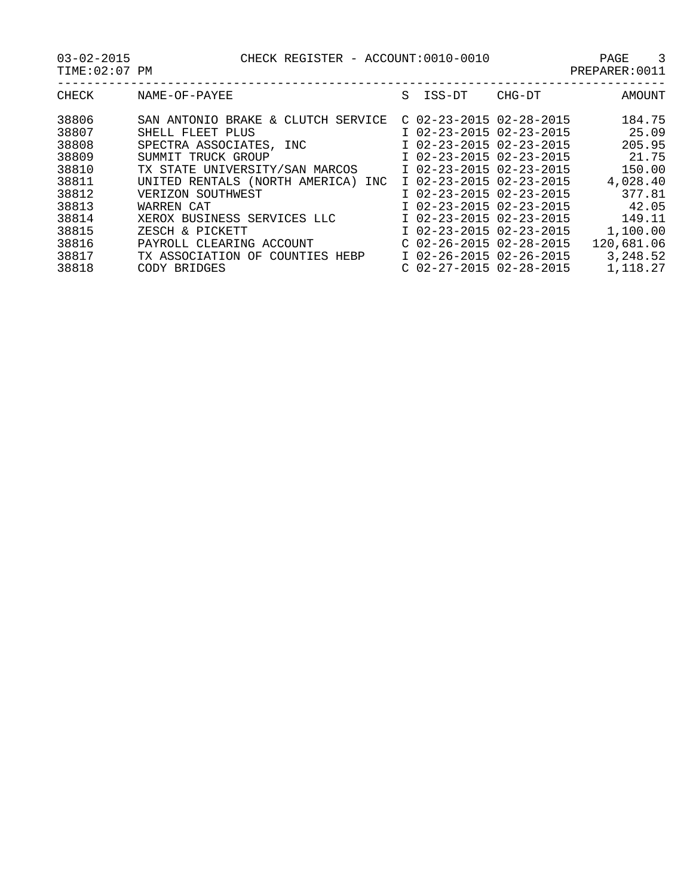03-02-2015 CHECK REGISTER - ACCOUNT:0010-0010

TIME:02:07 PM PREPARER:0011

| CHECK | NAME-OF-PAYEE | S | ISS-DT | CHG-DT | AMOUNT |
|---|---|---|---|---|---|
| 38806 | SAN ANTONIO BRAKE & CLUTCH SERVICE | C | 02-23-2015 | 02-28-2015 | 184.75 |
| 38807 | SHELL FLEET PLUS | I | 02-23-2015 | 02-23-2015 | 25.09 |
| 38808 | SPECTRA ASSOCIATES, INC | I | 02-23-2015 | 02-23-2015 | 205.95 |
| 38809 | SUMMIT TRUCK GROUP | I | 02-23-2015 | 02-23-2015 | 21.75 |
| 38810 | TX STATE UNIVERSITY/SAN MARCOS | I | 02-23-2015 | 02-23-2015 | 150.00 |
| 38811 | UNITED RENTALS (NORTH AMERICA) INC | I | 02-23-2015 | 02-23-2015 | 4,028.40 |
| 38812 | VERIZON SOUTHWEST | I | 02-23-2015 | 02-23-2015 | 377.81 |
| 38813 | WARREN CAT | I | 02-23-2015 | 02-23-2015 | 42.05 |
| 38814 | XEROX BUSINESS SERVICES LLC | I | 02-23-2015 | 02-23-2015 | 149.11 |
| 38815 | ZESCH & PICKETT | I | 02-23-2015 | 02-23-2015 | 1,100.00 |
| 38816 | PAYROLL CLEARING ACCOUNT | C | 02-26-2015 | 02-28-2015 | 120,681.06 |
| 38817 | TX ASSOCIATION OF COUNTIES HEBP | I | 02-26-2015 | 02-26-2015 | 3,248.52 |
| 38818 | CODY BRIDGES | C | 02-27-2015 | 02-28-2015 | 1,118.27 |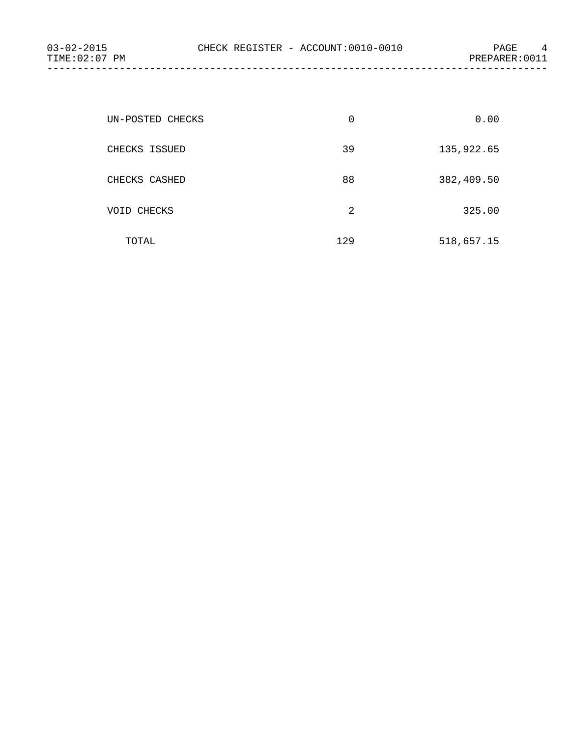| | | |
|---|---|---|
| UN-POSTED CHECKS | 0 | 0.00 |
| CHECKS ISSUED | 39 | 135,922.65 |
| CHECKS CASHED | 88 | 382,409.50 |
| VOID CHECKS | 2 | 325.00 |
| TOTAL | 129 | 518,657.15 |